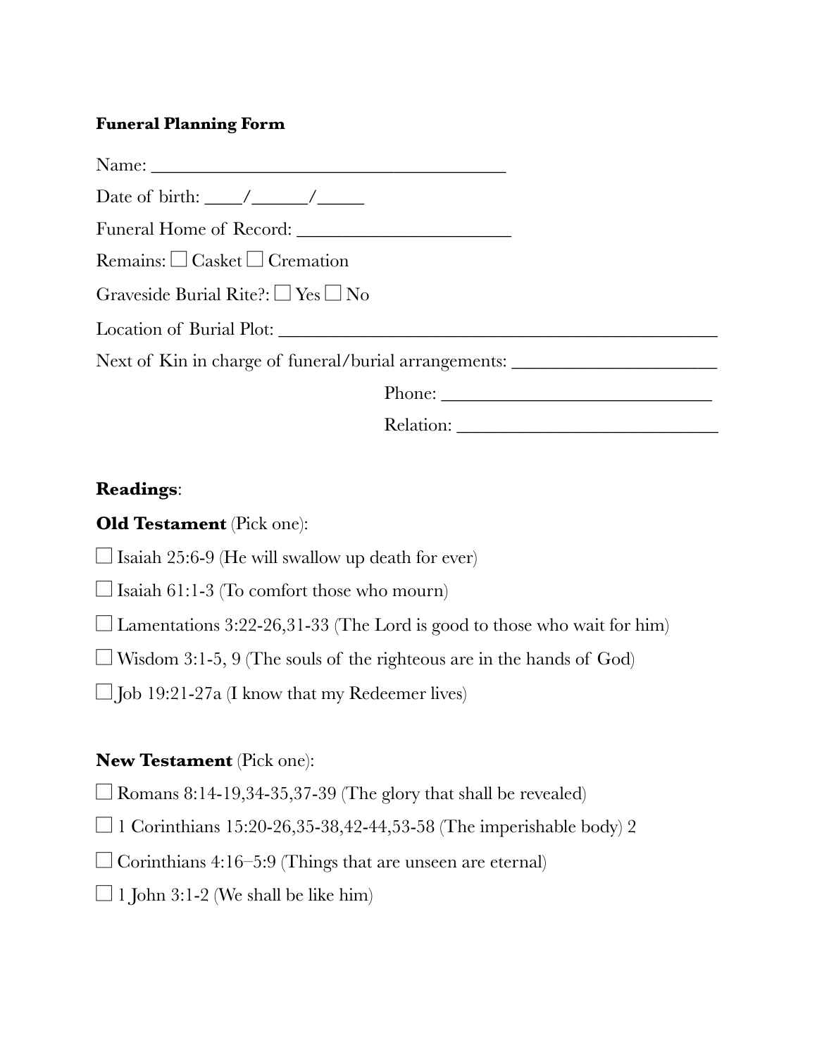**Funeral Planning Form**

Name: ______________________________________

Date of birth: ____/______/_____

Funeral Home of Record: _______________________

Remains: ☐ Casket ☐ Cremation

Graveside Burial Rite?: ☐ Yes ☐ No

Location of Burial Plot: ______________________________________________

Next of Kin in charge of funeral/burial arrangements: _____________________

Phone: _____________________________

Relation: ____________________________

**Readings**:

**Old Testament** (Pick one):

☐ Isaiah 25:6-9 (He will swallow up death for ever)

☐ Isaiah 61:1-3 (To comfort those who mourn)

☐ Lamentations 3:22-26,31-33 (The Lord is good to those who wait for him)

☐ Wisdom 3:1-5, 9 (The souls of the righteous are in the hands of God)

☐ Job 19:21-27a (I know that my Redeemer lives)

**New Testament** (Pick one):

☐ Romans 8:14-19,34-35,37-39 (The glory that shall be revealed)

☐ 1 Corinthians 15:20-26,35-38,42-44,53-58 (The imperishable body) 2

☐ Corinthians 4:16–5:9 (Things that are unseen are eternal)

☐ 1 John 3:1-2 (We shall be like him)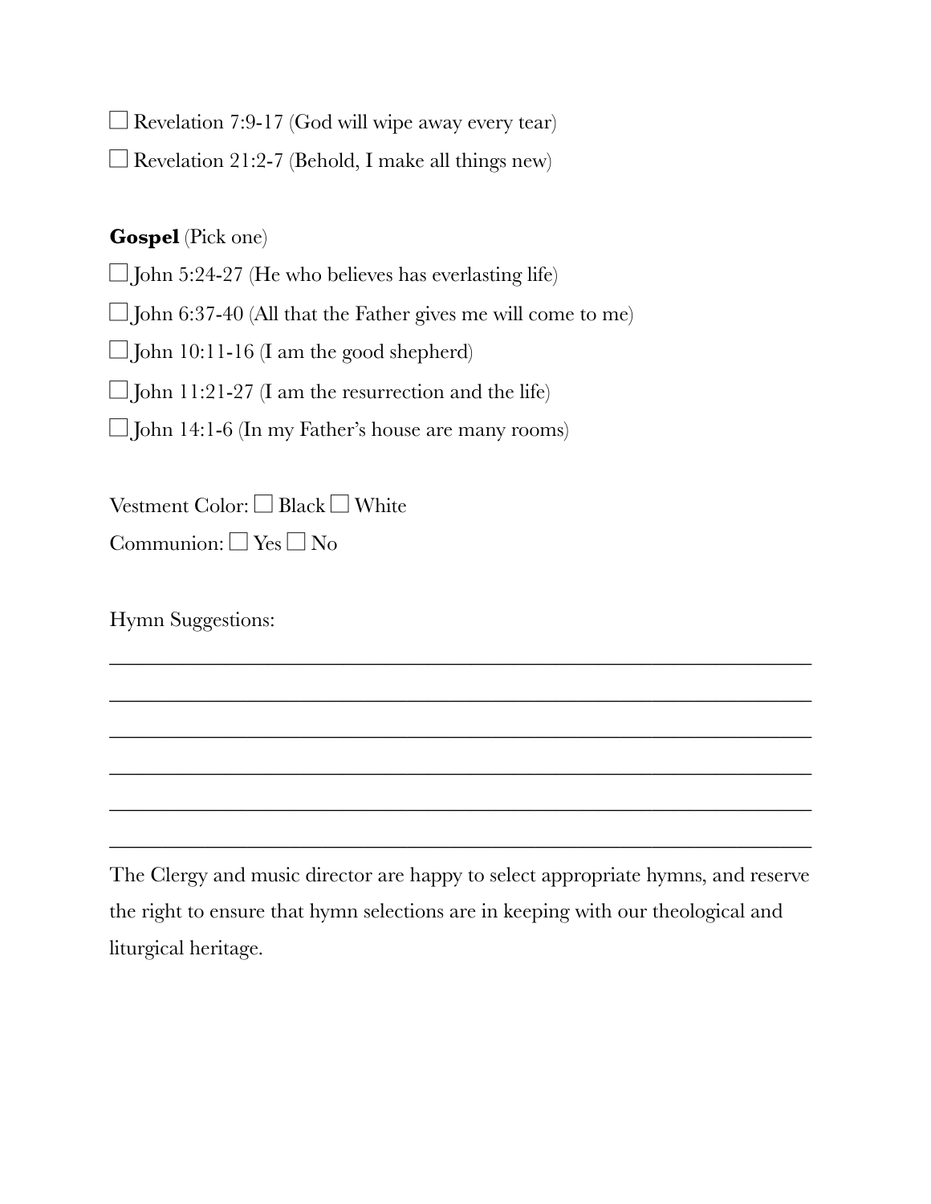☐ Revelation 7:9-17 (God will wipe away every tear)

☐ Revelation 21:2-7 (Behold, I make all things new)

**Gospel** (Pick one)

☐ John 5:24-27 (He who believes has everlasting life)

☐ John 6:37-40 (All that the Father gives me will come to me)

☐ John 10:11-16 (I am the good shepherd)

☐ John 11:21-27 (I am the resurrection and the life)

☐ John 14:1-6 (In my Father's house are many rooms)

Vestment Color: ☐ Black ☐ White

Communion: ☐ Yes ☐ No

Hymn Suggestions:

______________________________________________________________________

______________________________________________________________________

______________________________________________________________________

______________________________________________________________________

______________________________________________________________________

______________________________________________________________________

The Clergy and music director are happy to select appropriate hymns, and reserve the right to ensure that hymn selections are in keeping with our theological and liturgical heritage.